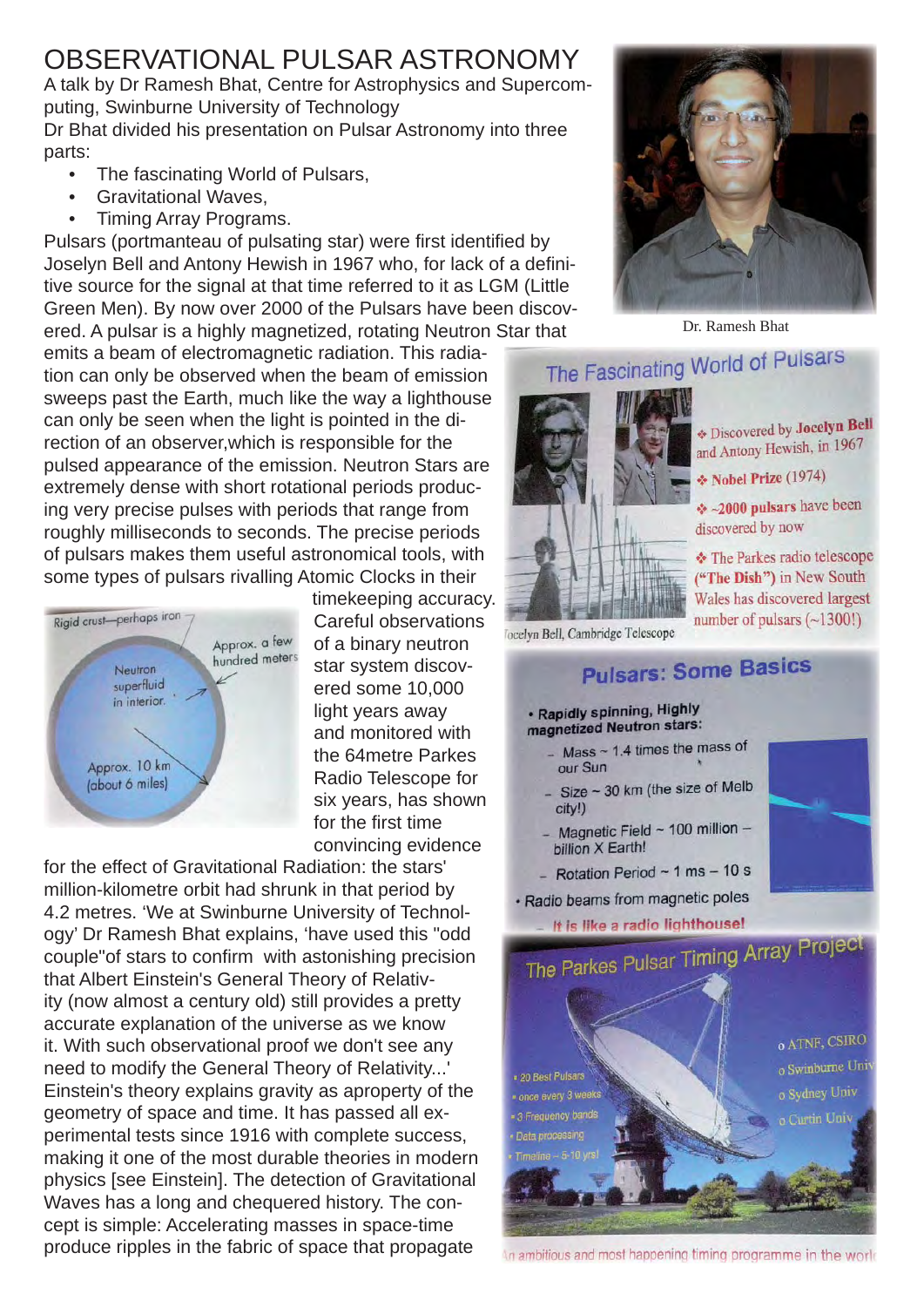# OBSERVATIONAL PULSAR ASTRONOMY

A talk by Dr Ramesh Bhat, Centre for Astrophysics and Supercomputing, Swinburne University of Technology

Dr Bhat divided his presentation on Pulsar Astronomy into three parts:

- The fascinating World of Pulsars,
- Gravitational Waves,
- Timing Array Programs.

Pulsars (portmanteau of pulsating star) were first identified by Joselyn Bell and Antony Hewish in 1967 who, for lack of a definitive source for the signal at that time referred to it as LGM (Little Green Men). By now over 2000 of the Pulsars have been discovered. A pulsar is a highly magnetized, rotating Neutron Star that emits a beam of electromagnetic radiation. This radiation can only be observed when the beam of emission sweeps past the Earth, much like the way a lighthouse can only be seen when the light is pointed in the direction of an observer,which is responsible for the pulsed appearance of the emission. Neutron Stars are extremely dense with short rotational periods producing very precise pulses with periods that range from roughly milliseconds to seconds. The precise periods of pulsars makes them useful astronomical tools, with some types of pulsars rivalling Atomic Clocks in their timekeeping accuracy. Careful observations of a binary neutron star system discovered some 10,000 light years away and monitored with the 64metre Parkes Radio Telescope for six years, has shown for the first time convincing evidence for the effect of Gravitational Radiation: the stars' million-kilometre orbit had shrunk in that period by 4.2 metres. 'We at Swinburne University of Technology' Dr Ramesh Bhat explains, 'have used this "odd couple"of stars to confirm with astonishing precision that Albert Einstein's General Theory of Relativity (now almost a century old) still provides a pretty accurate explanation of the universe as we know it. With such observational proof we don't see any need to modify the General Theory of Relativity...' Einstein's theory explains gravity as aproperty of the geometry of space and time. It has passed all experimental tests since 1916 with complete success, making it one of the most durable theories in modern physics [see Einstein]. The detection of Gravitational Waves has a long and chequered history. The concept is simple: Accelerating masses in space-time produce ripples in the fabric of space that propagate

Dr. Ramesh Bhat

An ambitious and most happening timing programme in the world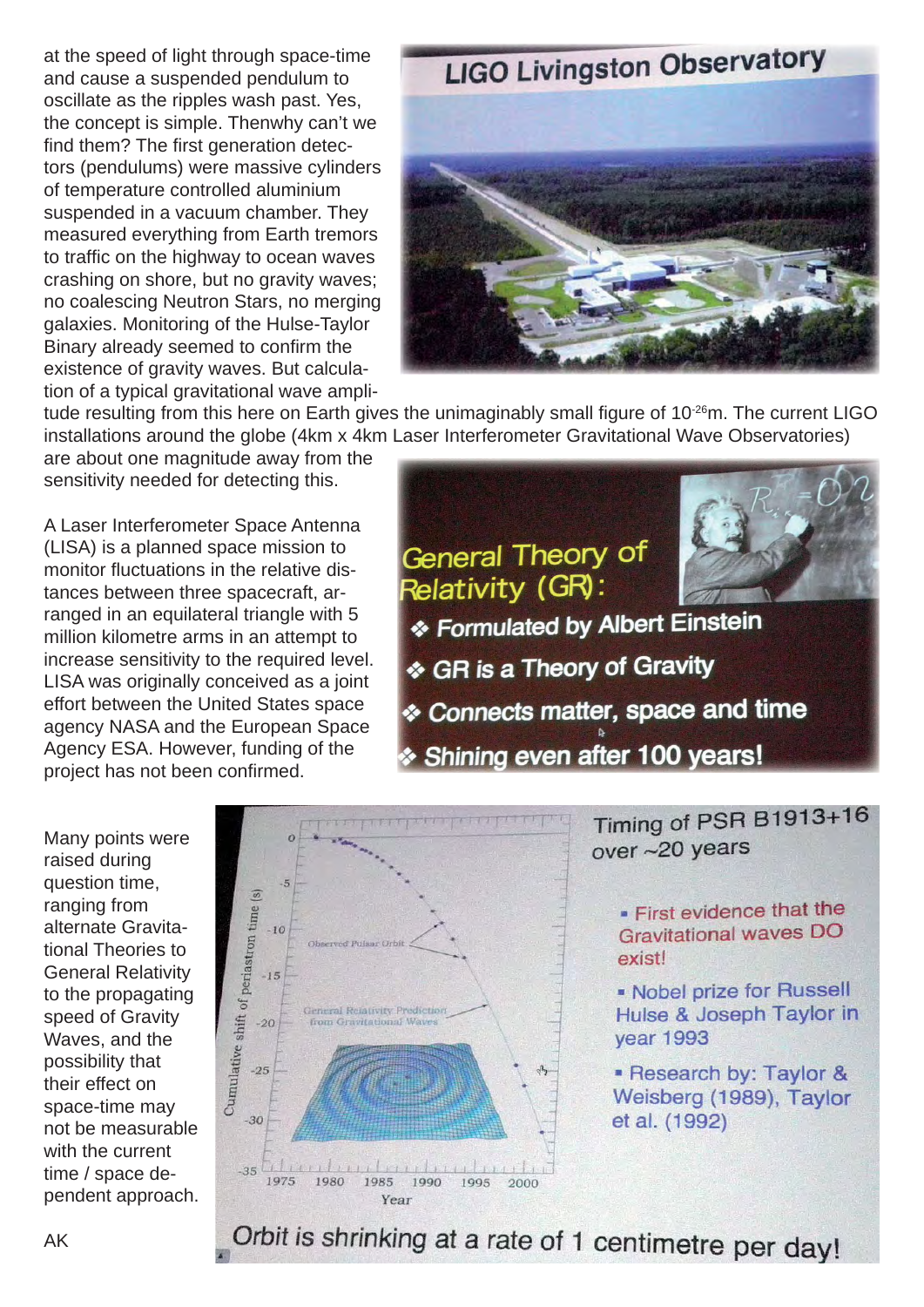at the speed of light through space-time and cause a suspended pendulum to oscillate as the ripples wash past. Yes, the concept is simple. Thenwhy can't we find them? The first generation detectors (pendulums) were massive cylinders of temperature controlled aluminium suspended in a vacuum chamber. They measured everything from Earth tremors to traffic on the highway to ocean waves crashing on shore, but no gravity waves; no coalescing Neutron Stars, no merging galaxies. Monitoring of the Hulse-Taylor Binary already seemed to confirm the existence of gravity waves. But calculation of a typical gravitational wave amplitude resulting from this here on Earth gives the unimaginably small figure of $10^{-26}$m. The current LIGO installations around the globe (4km x 4km Laser Interferometer Gravitational Wave Observatories) are about one magnitude away from the sensitivity needed for detecting this.

LIGO Livingston Observatory

A Laser Interferometer Space Antenna (LISA) is a planned space mission to monitor fluctuations in the relative distances between three spacecraft, arranged in an equilateral triangle with 5 million kilometre arms in an attempt to increase sensitivity to the required level. LISA was originally conceived as a joint effort between the United States space agency NASA and the European Space Agency ESA. However, funding of the project has not been confirmed.

General Theory of Relativity (GR):

- Formulated by Albert Einstein
- GR is a Theory of Gravity
- Connects matter, space and time
- Shining even after 100 years!

Many points were raised during question time, ranging from alternate Gravitational Theories to General Relativity to the propagating speed of Gravity Waves, and the possibility that their effect on space-time may not be measurable with the current time / space dependent approach.

AK

Timing of PSR B1913+16 over ~20 years

Cumulative shift of periastron time (s)

0
-5
-10
-15
-20
-25
-30
-35

Observed Pulsar Orbit

General Relativity Prediction from Gravitational Waves

1975 1980 1985 1990 1995 2000

Year

- First evidence that the Gravitational waves DO exist!
- Nobel prize for Russell Hulse & Joseph Taylor in year 1993
- Research by: Taylor & Weisberg (1989), Taylor et al. (1992)

Orbit is shrinking at a rate of 1 centimetre per day!